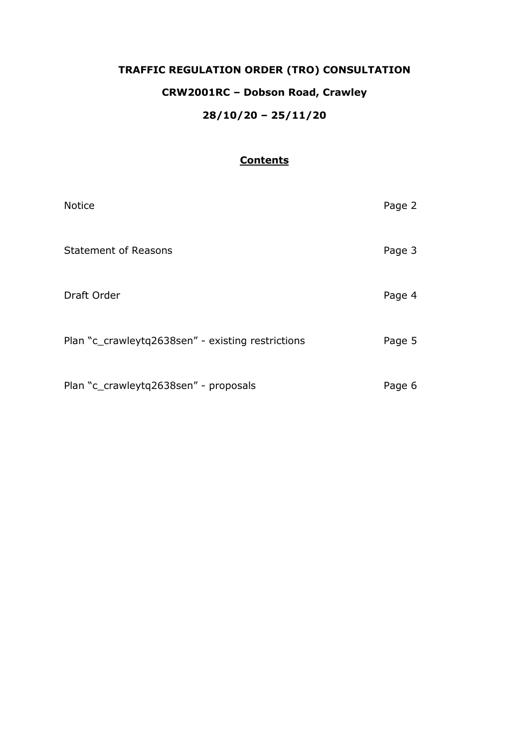# TRAFFIC REGULATION ORDER (TRO) CONSULTATION

## CRW2001RC – Dobson Road, Crawley

## 28/10/20 – 25/11/20

### Contents

| | |
|---|---|
| Notice | Page 2 |
| Statement of Reasons | Page 3 |
| Draft Order | Page 4 |
| Plan "c_crawleytq2638sen" - existing restrictions | Page 5 |
| Plan "c_crawleytq2638sen" - proposals | Page 6 |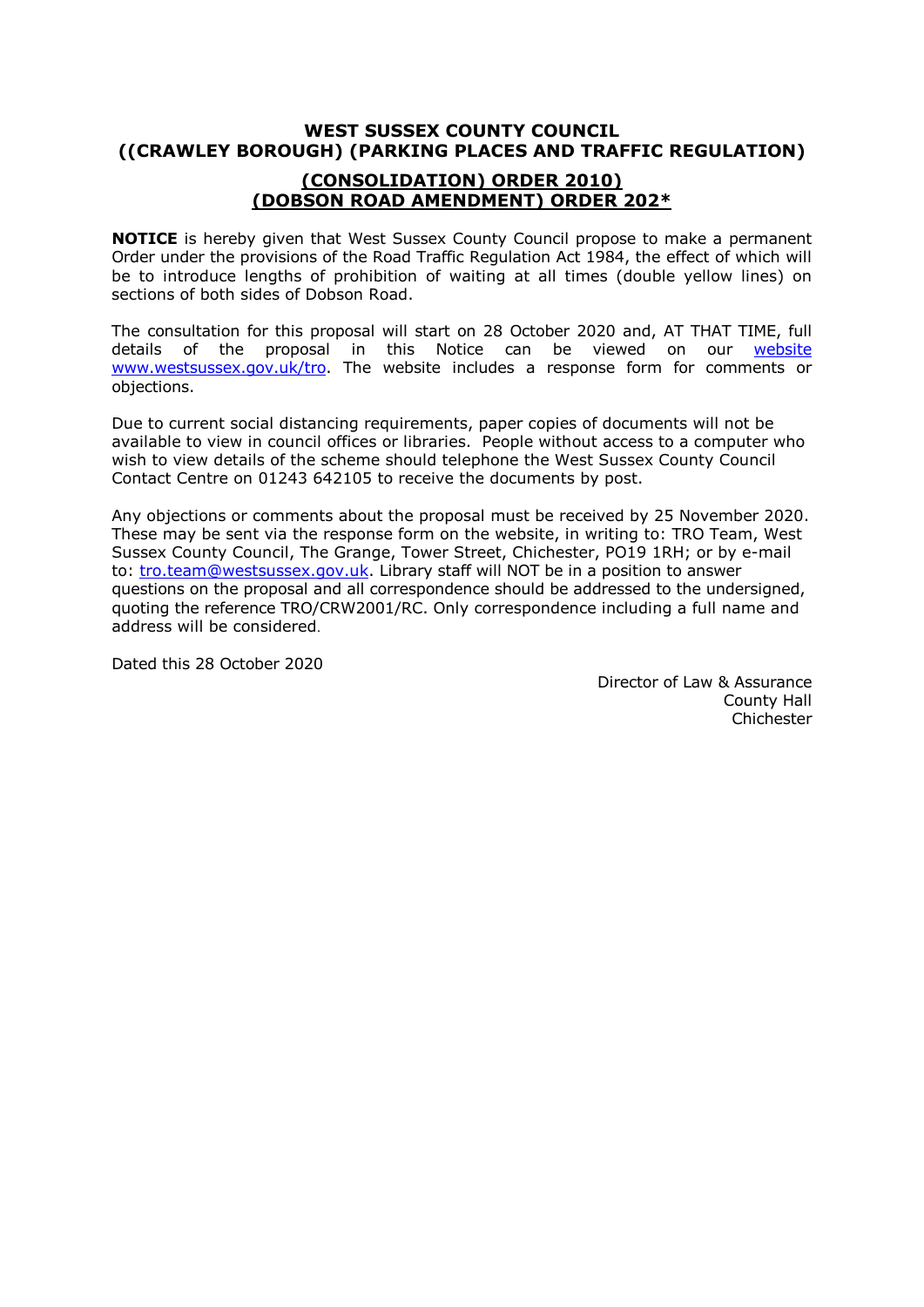**WEST SUSSEX COUNTY COUNCIL**
**((CRAWLEY BOROUGH) (PARKING PLACES AND TRAFFIC REGULATION)**

**(CONSOLIDATION) ORDER 2010)**
**(DOBSON ROAD AMENDMENT) ORDER 202***

**NOTICE** is hereby given that West Sussex County Council propose to make a permanent Order under the provisions of the Road Traffic Regulation Act 1984, the effect of which will be to introduce lengths of prohibition of waiting at all times (double yellow lines) on sections of both sides of Dobson Road.

The consultation for this proposal will start on 28 October 2020 and, AT THAT TIME, full details of the proposal in this Notice can be viewed on our website www.westsussex.gov.uk/tro. The website includes a response form for comments or objections.

Due to current social distancing requirements, paper copies of documents will not be available to view in council offices or libraries. People without access to a computer who wish to view details of the scheme should telephone the West Sussex County Council Contact Centre on 01243 642105 to receive the documents by post.

Any objections or comments about the proposal must be received by 25 November 2020. These may be sent via the response form on the website, in writing to: TRO Team, West Sussex County Council, The Grange, Tower Street, Chichester, PO19 1RH; or by e-mail to: tro.team@westsussex.gov.uk. Library staff will NOT be in a position to answer questions on the proposal and all correspondence should be addressed to the undersigned, quoting the reference TRO/CRW2001/RC. Only correspondence including a full name and address will be considered.

Dated this 28 October 2020

Director of Law & Assurance
County Hall
Chichester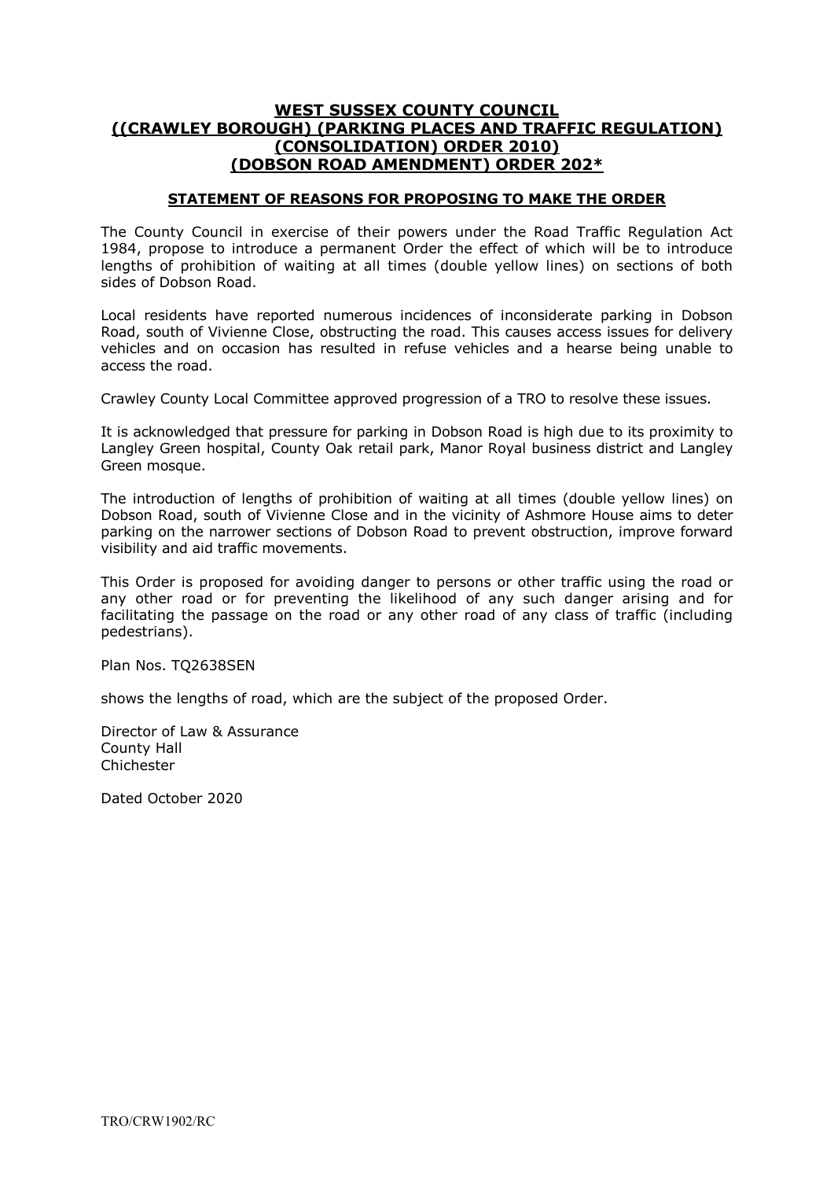# WEST SUSSEX COUNTY COUNCIL
# ((CRAWLEY BOROUGH) (PARKING PLACES AND TRAFFIC REGULATION) (CONSOLIDATION) ORDER 2010) (DOBSON ROAD AMENDMENT) ORDER 202*

## STATEMENT OF REASONS FOR PROPOSING TO MAKE THE ORDER

The County Council in exercise of their powers under the Road Traffic Regulation Act 1984, propose to introduce a permanent Order the effect of which will be to introduce lengths of prohibition of waiting at all times (double yellow lines) on sections of both sides of Dobson Road.

Local residents have reported numerous incidences of inconsiderate parking in Dobson Road, south of Vivienne Close, obstructing the road. This causes access issues for delivery vehicles and on occasion has resulted in refuse vehicles and a hearse being unable to access the road.

Crawley County Local Committee approved progression of a TRO to resolve these issues.

It is acknowledged that pressure for parking in Dobson Road is high due to its proximity to Langley Green hospital, County Oak retail park, Manor Royal business district and Langley Green mosque.

The introduction of lengths of prohibition of waiting at all times (double yellow lines) on Dobson Road, south of Vivienne Close and in the vicinity of Ashmore House aims to deter parking on the narrower sections of Dobson Road to prevent obstruction, improve forward visibility and aid traffic movements.

This Order is proposed for avoiding danger to persons or other traffic using the road or any other road or for preventing the likelihood of any such danger arising and for facilitating the passage on the road or any other road of any class of traffic (including pedestrians).

Plan Nos. TQ2638SEN

shows the lengths of road, which are the subject of the proposed Order.

Director of Law & Assurance
County Hall
Chichester

Dated October 2020

TRO/CRW1902/RC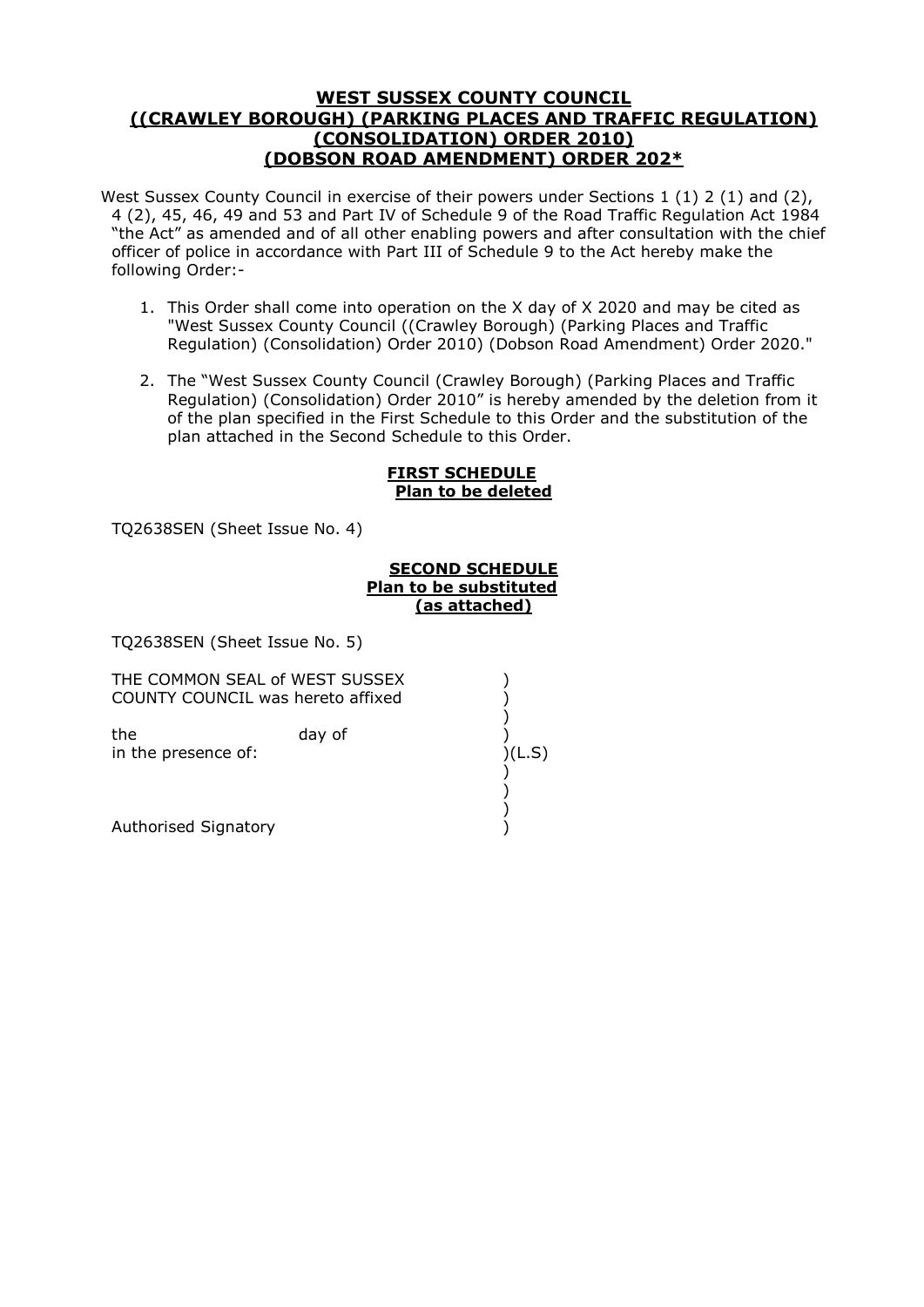# WEST SUSSEX COUNTY COUNCIL
# ((CRAWLEY BOROUGH) (PARKING PLACES AND TRAFFIC REGULATION) (CONSOLIDATION) ORDER 2010)
# (DOBSON ROAD AMENDMENT) ORDER 202*

West Sussex County Council in exercise of their powers under Sections 1 (1) 2 (1) and (2), 4 (2), 45, 46, 49 and 53 and Part IV of Schedule 9 of the Road Traffic Regulation Act 1984 "the Act" as amended and of all other enabling powers and after consultation with the chief officer of police in accordance with Part III of Schedule 9 to the Act hereby make the following Order:-

1. This Order shall come into operation on the X day of X 2020 and may be cited as "West Sussex County Council ((Crawley Borough) (Parking Places and Traffic Regulation) (Consolidation) Order 2010) (Dobson Road Amendment) Order 2020."

2. The "West Sussex County Council (Crawley Borough) (Parking Places and Traffic Regulation) (Consolidation) Order 2010" is hereby amended by the deletion from it of the plan specified in the First Schedule to this Order and the substitution of the plan attached in the Second Schedule to this Order.

## FIRST SCHEDULE
## Plan to be deleted

TQ2638SEN (Sheet Issue No. 4)

## SECOND SCHEDULE
## Plan to be substituted (as attached)

TQ2638SEN (Sheet Issue No. 5)

THE COMMON SEAL of WEST SUSSEX )
COUNTY COUNCIL was hereto affixed )
)
the day of )
in the presence of: )(L.S)
)
)
)
Authorised Signatory )